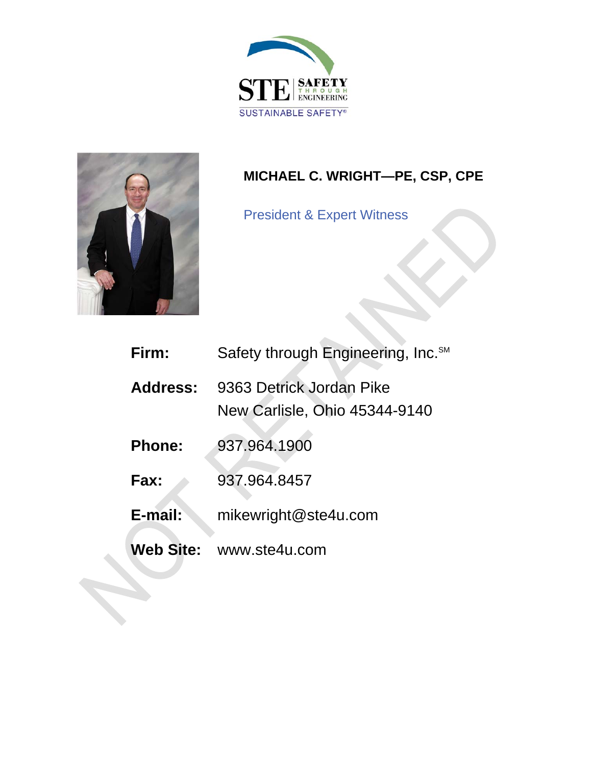STE | SAFETY THROUGH ENGINEERING

SUSTAINABLE SAFETY®

**MICHAEL C. WRIGHT—PE, CSP, CPE**

President & Expert Witness

NOT RETAINED

| | |
|---|---|
| **Firm:** | Safety through Engineering, Inc.SM |
| **Address:** | 9363 Detrick Jordan Pike<br>New Carlisle, Ohio 45344-9140 |
| **Phone:** | 937.964.1900 |
| **Fax:** | 937.964.8457 |
| **E-mail:** | mikewright@ste4u.com |
| **Web Site:** | www.ste4u.com |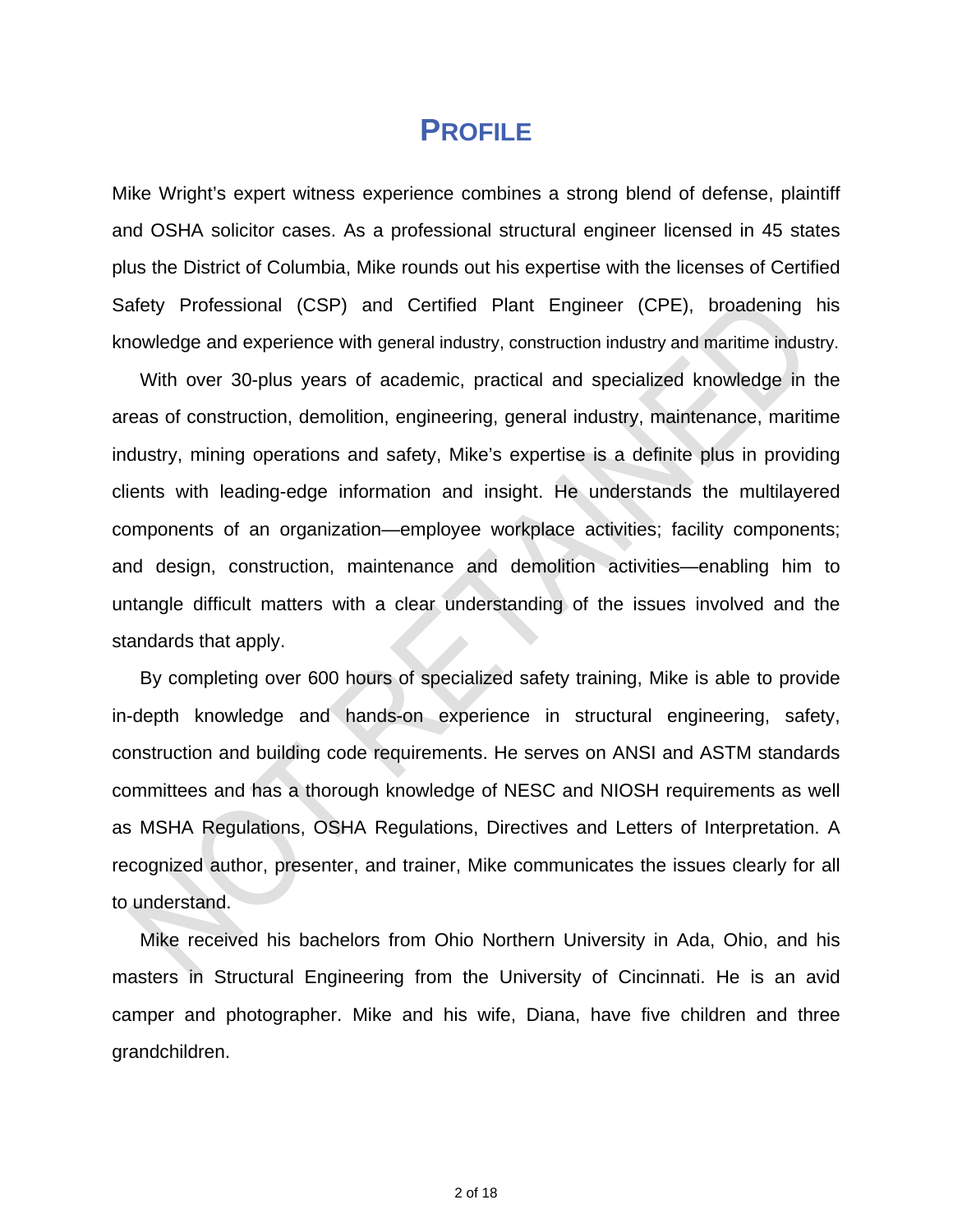# PROFILE

Mike Wright's expert witness experience combines a strong blend of defense, plaintiff and OSHA solicitor cases. As a professional structural engineer licensed in 45 states plus the District of Columbia, Mike rounds out his expertise with the licenses of Certified Safety Professional (CSP) and Certified Plant Engineer (CPE), broadening his knowledge and experience with general industry, construction industry and maritime industry.

With over 30-plus years of academic, practical and specialized knowledge in the areas of construction, demolition, engineering, general industry, maintenance, maritime industry, mining operations and safety, Mike's expertise is a definite plus in providing clients with leading-edge information and insight. He understands the multilayered components of an organization—employee workplace activities; facility components; and design, construction, maintenance and demolition activities—enabling him to untangle difficult matters with a clear understanding of the issues involved and the standards that apply.

By completing over 600 hours of specialized safety training, Mike is able to provide in-depth knowledge and hands-on experience in structural engineering, safety, construction and building code requirements. He serves on ANSI and ASTM standards committees and has a thorough knowledge of NESC and NIOSH requirements as well as MSHA Regulations, OSHA Regulations, Directives and Letters of Interpretation. A recognized author, presenter, and trainer, Mike communicates the issues clearly for all to understand.

Mike received his bachelors from Ohio Northern University in Ada, Ohio, and his masters in Structural Engineering from the University of Cincinnati. He is an avid camper and photographer. Mike and his wife, Diana, have five children and three grandchildren.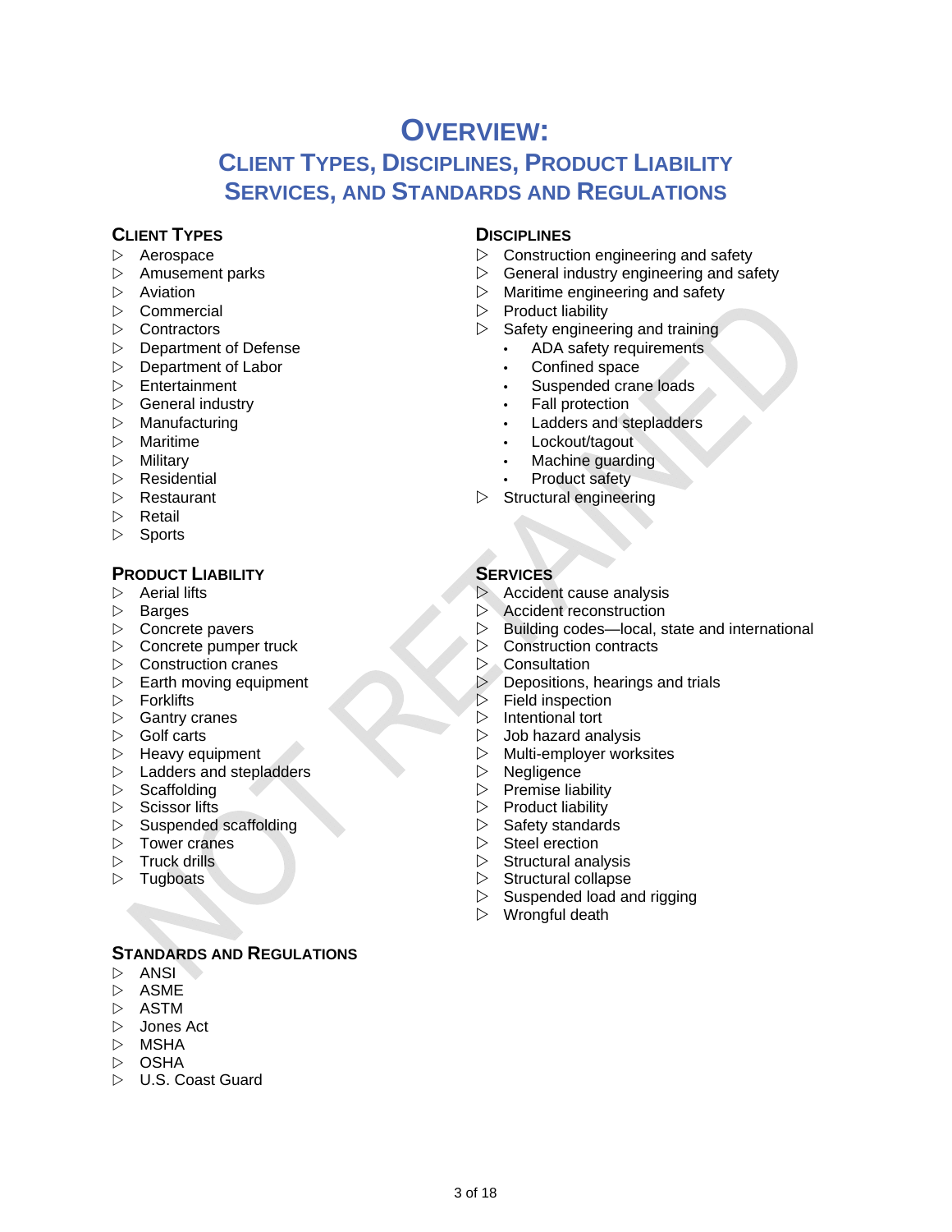# Overview:

## Client Types, Disciplines, Product Liability Services, and Standards and Regulations

### Client Types

- Aerospace
- Amusement parks
- Aviation
- Commercial
- Contractors
- Department of Defense
- Department of Labor
- Entertainment
- General industry
- Manufacturing
- Maritime
- Military
- Residential
- Restaurant
- Retail
- Sports

### Disciplines

- Construction engineering and safety
- General industry engineering and safety
- Maritime engineering and safety
- Product liability
- Safety engineering and training
  - ADA safety requirements
  - Confined space
  - Suspended crane loads
  - Fall protection
  - Ladders and stepladders
  - Lockout/tagout
  - Machine guarding
  - Product safety
- Structural engineering

### Product Liability

- Aerial lifts
- Barges
- Concrete pavers
- Concrete pumper truck
- Construction cranes
- Earth moving equipment
- Forklifts
- Gantry cranes
- Golf carts
- Heavy equipment
- Ladders and stepladders
- Scaffolding
- Scissor lifts
- Suspended scaffolding
- Tower cranes
- Truck drills
- Tugboats

### Services

- Accident cause analysis
- Accident reconstruction
- Building codes—local, state and international
- Construction contracts
- Consultation
- Depositions, hearings and trials
- Field inspection
- Intentional tort
- Job hazard analysis
- Multi-employer worksites
- Negligence
- Premise liability
- Product liability
- Safety standards
- Steel erection
- Structural analysis
- Structural collapse
- Suspended load and rigging
- Wrongful death

### Standards and Regulations

- ANSI
- ASME
- ASTM
- Jones Act
- MSHA
- OSHA
- U.S. Coast Guard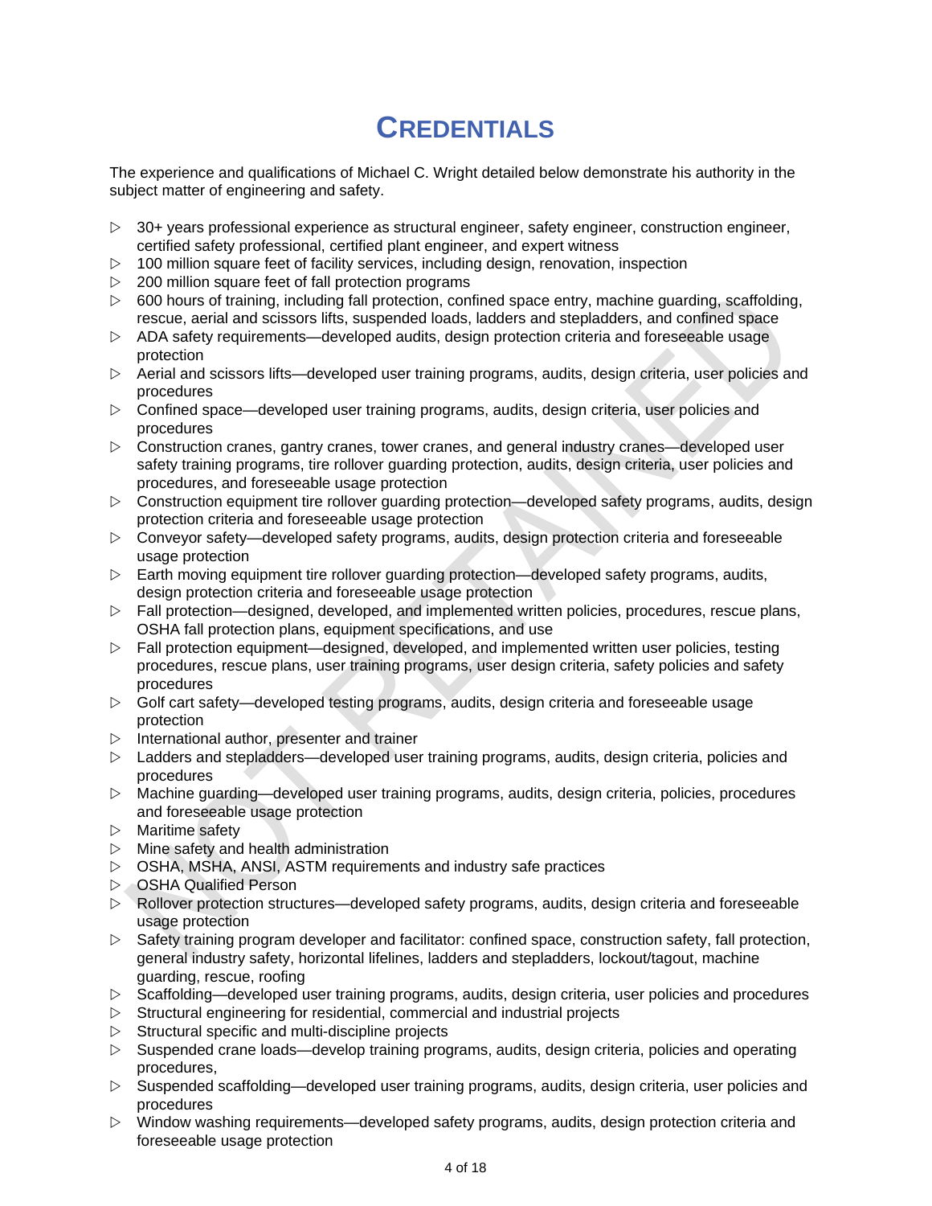# CREDENTIALS

The experience and qualifications of Michael C. Wright detailed below demonstrate his authority in the subject matter of engineering and safety.

- 30+ years professional experience as structural engineer, safety engineer, construction engineer, certified safety professional, certified plant engineer, and expert witness
- 100 million square feet of facility services, including design, renovation, inspection
- 200 million square feet of fall protection programs
- 600 hours of training, including fall protection, confined space entry, machine guarding, scaffolding, rescue, aerial and scissors lifts, suspended loads, ladders and stepladders, and confined space
- ADA safety requirements—developed audits, design protection criteria and foreseeable usage protection
- Aerial and scissors lifts—developed user training programs, audits, design criteria, user policies and procedures
- Confined space—developed user training programs, audits, design criteria, user policies and procedures
- Construction cranes, gantry cranes, tower cranes, and general industry cranes—developed user safety training programs, tire rollover guarding protection, audits, design criteria, user policies and procedures, and foreseeable usage protection
- Construction equipment tire rollover guarding protection—developed safety programs, audits, design protection criteria and foreseeable usage protection
- Conveyor safety—developed safety programs, audits, design protection criteria and foreseeable usage protection
- Earth moving equipment tire rollover guarding protection—developed safety programs, audits, design protection criteria and foreseeable usage protection
- Fall protection—designed, developed, and implemented written policies, procedures, rescue plans, OSHA fall protection plans, equipment specifications, and use
- Fall protection equipment—designed, developed, and implemented written user policies, testing procedures, rescue plans, user training programs, user design criteria, safety policies and safety procedures
- Golf cart safety—developed testing programs, audits, design criteria and foreseeable usage protection
- International author, presenter and trainer
- Ladders and stepladders—developed user training programs, audits, design criteria, policies and procedures
- Machine guarding—developed user training programs, audits, design criteria, policies, procedures and foreseeable usage protection
- Maritime safety
- Mine safety and health administration
- OSHA, MSHA, ANSI, ASTM requirements and industry safe practices
- OSHA Qualified Person
- Rollover protection structures—developed safety programs, audits, design criteria and foreseeable usage protection
- Safety training program developer and facilitator: confined space, construction safety, fall protection, general industry safety, horizontal lifelines, ladders and stepladders, lockout/tagout, machine guarding, rescue, roofing
- Scaffolding—developed user training programs, audits, design criteria, user policies and procedures
- Structural engineering for residential, commercial and industrial projects
- Structural specific and multi-discipline projects
- Suspended crane loads—develop training programs, audits, design criteria, policies and operating procedures,
- Suspended scaffolding—developed user training programs, audits, design criteria, user policies and procedures
- Window washing requirements—developed safety programs, audits, design protection criteria and foreseeable usage protection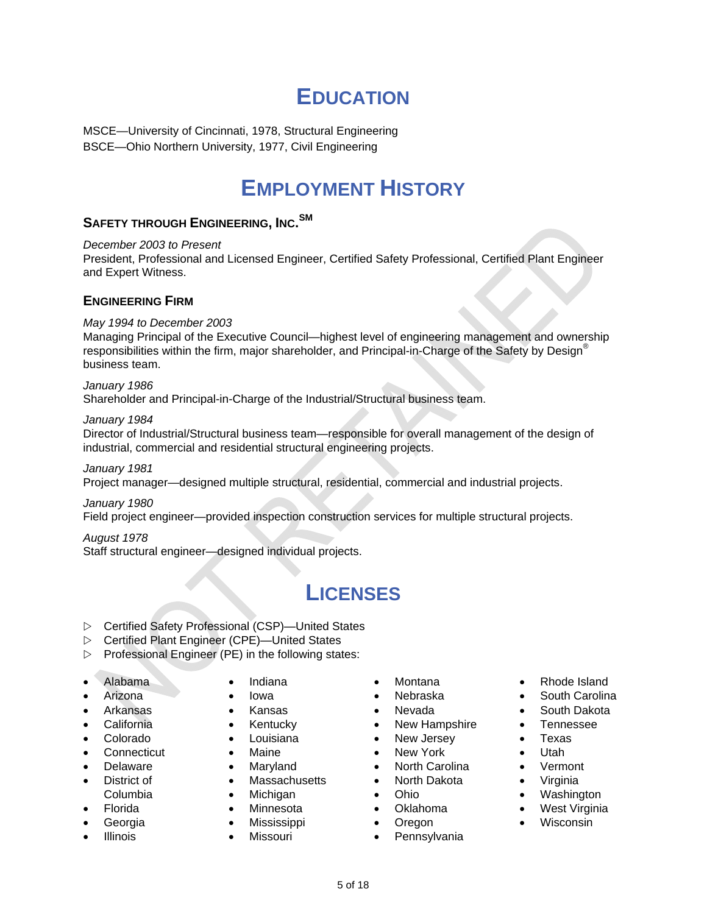# Education

MSCE—University of Cincinnati, 1978, Structural Engineering
BSCE—Ohio Northern University, 1977, Civil Engineering

# Employment History

### Safety through Engineering, Inc.[SM]

*December 2003 to Present*
President, Professional and Licensed Engineer, Certified Safety Professional, Certified Plant Engineer and Expert Witness.

### Engineering Firm

*May 1994 to December 2003*
Managing Principal of the Executive Council—highest level of engineering management and ownership responsibilities within the firm, major shareholder, and Principal-in-Charge of the Safety by Design® business team.

*January 1986*
Shareholder and Principal-in-Charge of the Industrial/Structural business team.

*January 1984*
Director of Industrial/Structural business team—responsible for overall management of the design of industrial, commercial and residential structural engineering projects.

*January 1981*
Project manager—designed multiple structural, residential, commercial and industrial projects.

*January 1980*
Field project engineer—provided inspection construction services for multiple structural projects.

*August 1978*
Staff structural engineer—designed individual projects.

# Licenses

- ▷ Certified Safety Professional (CSP)—United States
- ▷ Certified Plant Engineer (CPE)—United States
- ▷ Professional Engineer (PE) in the following states:

- Alabama
- Arizona
- Arkansas
- California
- Colorado
- Connecticut
- Delaware
- District of Columbia
- Florida
- Georgia
- Illinois
- Indiana
- Iowa
- Kansas
- Kentucky
- Louisiana
- Maine
- Maryland
- Massachusetts
- Michigan
- Minnesota
- Mississippi
- Missouri
- Montana
- Nebraska
- Nevada
- New Hampshire
- New Jersey
- New York
- North Carolina
- North Dakota
- Ohio
- Oklahoma
- Oregon
- Pennsylvania
- Rhode Island
- South Carolina
- South Dakota
- Tennessee
- Texas
- Utah
- Vermont
- Virginia
- Washington
- West Virginia
- Wisconsin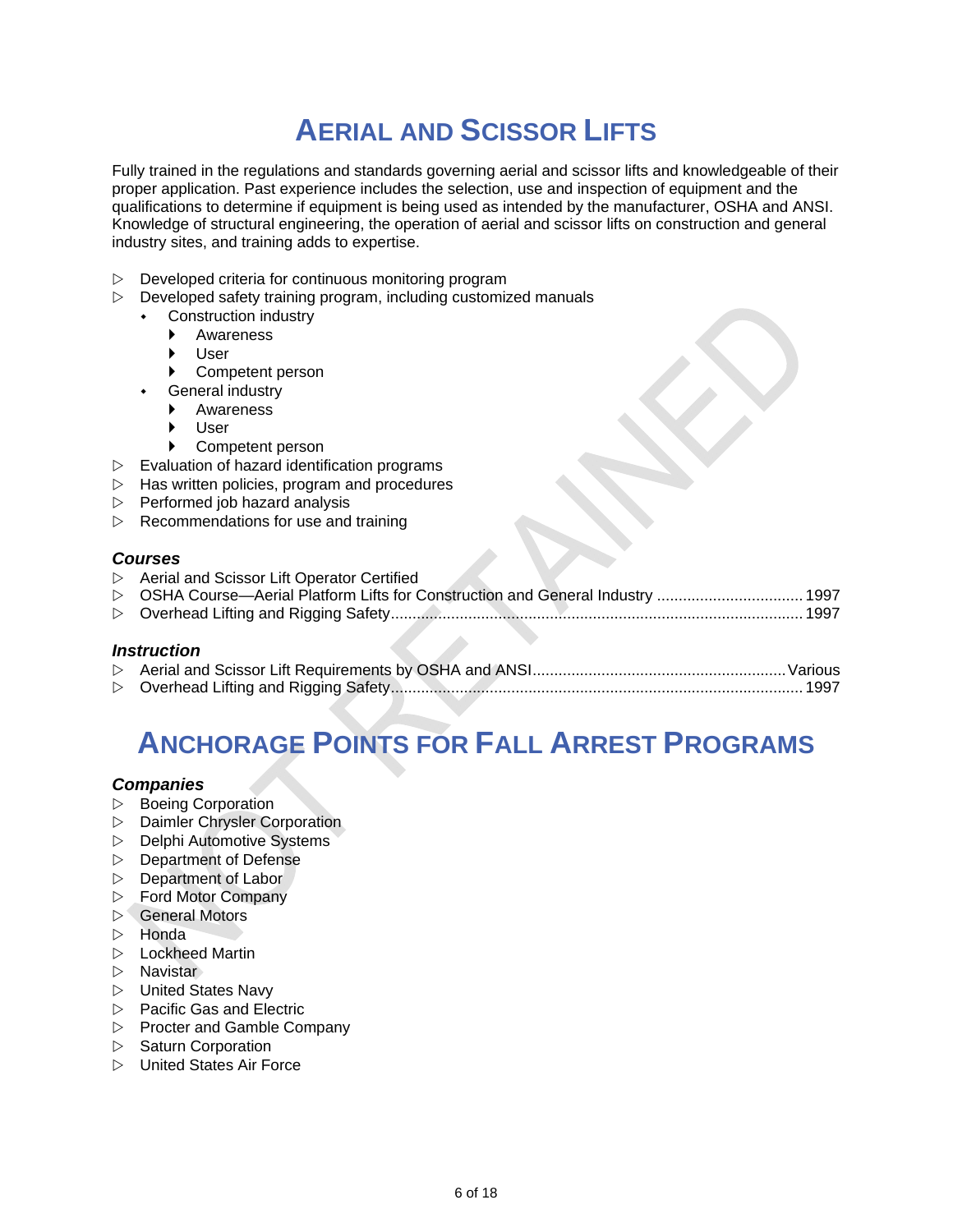# Aerial and Scissor Lifts

Fully trained in the regulations and standards governing aerial and scissor lifts and knowledgeable of their proper application. Past experience includes the selection, use and inspection of equipment and the qualifications to determine if equipment is being used as intended by the manufacturer, OSHA and ANSI. Knowledge of structural engineering, the operation of aerial and scissor lifts on construction and general industry sites, and training adds to expertise.

- Developed criteria for continuous monitoring program
- Developed safety training program, including customized manuals
  - Construction industry
    - Awareness
    - User
    - Competent person
  - General industry
    - Awareness
    - User
    - Competent person
- Evaluation of hazard identification programs
- Has written policies, program and procedures
- Performed job hazard analysis
- Recommendations for use and training

### *Courses*

- Aerial and Scissor Lift Operator Certified
- OSHA Course—Aerial Platform Lifts for Construction and General Industry ................................. 1997
- Overhead Lifting and Rigging Safety................................................................................................ 1997

### *Instruction*

- Aerial and Scissor Lift Requirements by OSHA and ANSI.......................................................... Various
- Overhead Lifting and Rigging Safety................................................................................................ 1997

# Anchorage Points for Fall Arrest Programs

### *Companies*

- Boeing Corporation
- Daimler Chrysler Corporation
- Delphi Automotive Systems
- Department of Defense
- Department of Labor
- Ford Motor Company
- General Motors
- Honda
- Lockheed Martin
- Navistar
- United States Navy
- Pacific Gas and Electric
- Procter and Gamble Company
- Saturn Corporation
- United States Air Force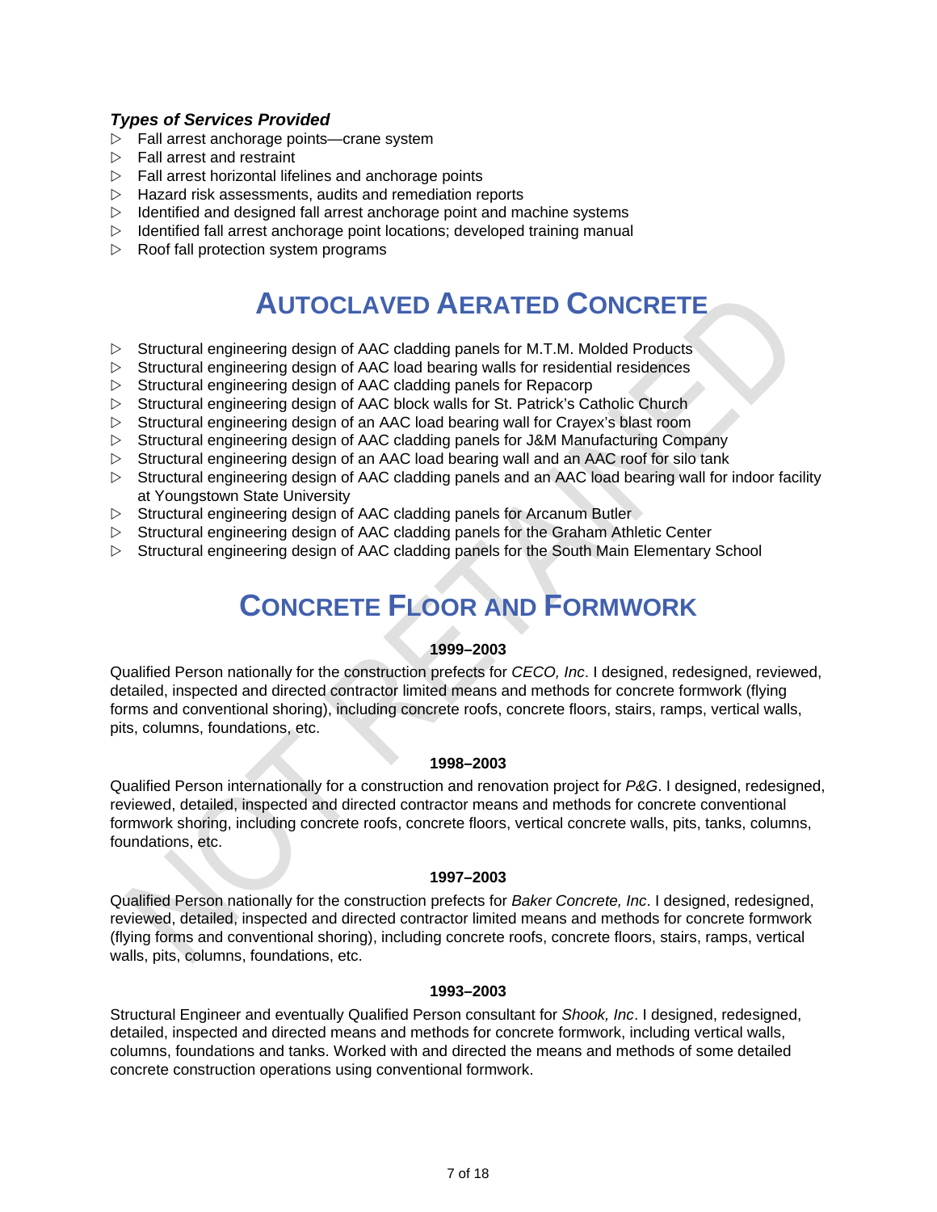### *Types of Services Provided*

- Fall arrest anchorage points—crane system
- Fall arrest and restraint
- Fall arrest horizontal lifelines and anchorage points
- Hazard risk assessments, audits and remediation reports
- Identified and designed fall arrest anchorage point and machine systems
- Identified fall arrest anchorage point locations; developed training manual
- Roof fall protection system programs

# AUTOCLAVED AERATED CONCRETE

- Structural engineering design of AAC cladding panels for M.T.M. Molded Products
- Structural engineering design of AAC load bearing walls for residential residences
- Structural engineering design of AAC cladding panels for Repacorp
- Structural engineering design of AAC block walls for St. Patrick's Catholic Church
- Structural engineering design of an AAC load bearing wall for Crayex's blast room
- Structural engineering design of AAC cladding panels for J&M Manufacturing Company
- Structural engineering design of an AAC load bearing wall and an AAC roof for silo tank
- Structural engineering design of AAC cladding panels and an AAC load bearing wall for indoor facility at Youngstown State University
- Structural engineering design of AAC cladding panels for Arcanum Butler
- Structural engineering design of AAC cladding panels for the Graham Athletic Center
- Structural engineering design of AAC cladding panels for the South Main Elementary School

# CONCRETE FLOOR AND FORMWORK

**1999–2003**

Qualified Person nationally for the construction prefects for *CECO, Inc*. I designed, redesigned, reviewed, detailed, inspected and directed contractor limited means and methods for concrete formwork (flying forms and conventional shoring), including concrete roofs, concrete floors, stairs, ramps, vertical walls, pits, columns, foundations, etc.

**1998–2003**

Qualified Person internationally for a construction and renovation project for *P&G*. I designed, redesigned, reviewed, detailed, inspected and directed contractor means and methods for concrete conventional formwork shoring, including concrete roofs, concrete floors, vertical concrete walls, pits, tanks, columns, foundations, etc.

**1997–2003**

Qualified Person nationally for the construction prefects for *Baker Concrete, Inc*. I designed, redesigned, reviewed, detailed, inspected and directed contractor limited means and methods for concrete formwork (flying forms and conventional shoring), including concrete roofs, concrete floors, stairs, ramps, vertical walls, pits, columns, foundations, etc.

**1993–2003**

Structural Engineer and eventually Qualified Person consultant for *Shook, Inc*. I designed, redesigned, detailed, inspected and directed means and methods for concrete formwork, including vertical walls, columns, foundations and tanks. Worked with and directed the means and methods of some detailed concrete construction operations using conventional formwork.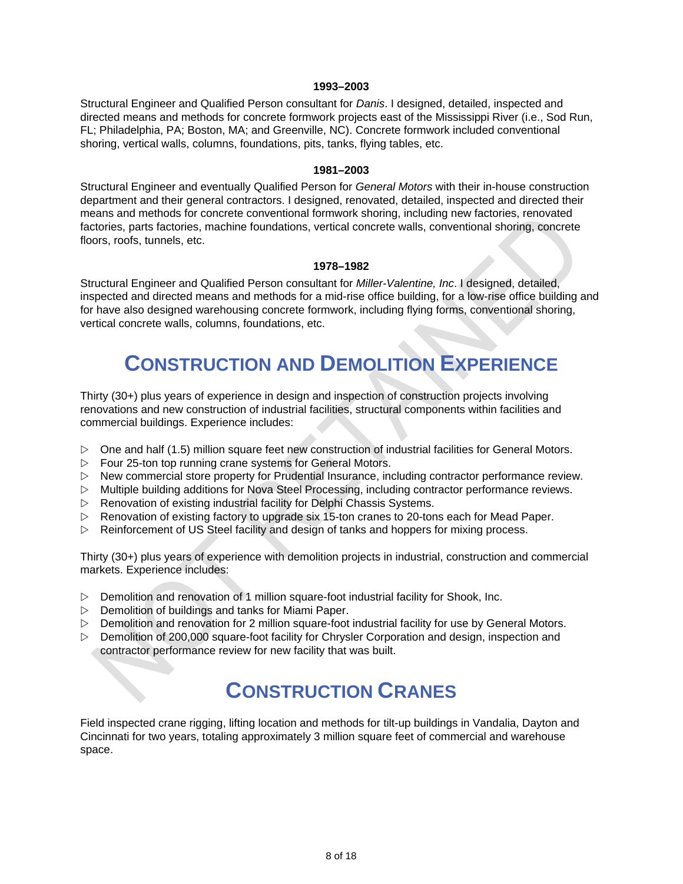**1993–2003**

Structural Engineer and Qualified Person consultant for *Danis*. I designed, detailed, inspected and directed means and methods for concrete formwork projects east of the Mississippi River (i.e., Sod Run, FL; Philadelphia, PA; Boston, MA; and Greenville, NC). Concrete formwork included conventional shoring, vertical walls, columns, foundations, pits, tanks, flying tables, etc.

**1981–2003**

Structural Engineer and eventually Qualified Person for *General Motors* with their in-house construction department and their general contractors. I designed, renovated, detailed, inspected and directed their means and methods for concrete conventional formwork shoring, including new factories, renovated factories, parts factories, machine foundations, vertical concrete walls, conventional shoring, concrete floors, roofs, tunnels, etc.

**1978–1982**

Structural Engineer and Qualified Person consultant for *Miller-Valentine, Inc*. I designed, detailed, inspected and directed means and methods for a mid-rise office building, for a low-rise office building and for have also designed warehousing concrete formwork, including flying forms, conventional shoring, vertical concrete walls, columns, foundations, etc.

# CONSTRUCTION AND DEMOLITION EXPERIENCE

Thirty (30+) plus years of experience in design and inspection of construction projects involving renovations and new construction of industrial facilities, structural components within facilities and commercial buildings. Experience includes:

- One and half (1.5) million square feet new construction of industrial facilities for General Motors.
- Four 25-ton top running crane systems for General Motors.
- New commercial store property for Prudential Insurance, including contractor performance review.
- Multiple building additions for Nova Steel Processing, including contractor performance reviews.
- Renovation of existing industrial facility for Delphi Chassis Systems.
- Renovation of existing factory to upgrade six 15-ton cranes to 20-tons each for Mead Paper.
- Reinforcement of US Steel facility and design of tanks and hoppers for mixing process.

Thirty (30+) plus years of experience with demolition projects in industrial, construction and commercial markets. Experience includes:

- Demolition and renovation of 1 million square-foot industrial facility for Shook, Inc.
- Demolition of buildings and tanks for Miami Paper.
- Demolition and renovation for 2 million square-foot industrial facility for use by General Motors.
- Demolition of 200,000 square-foot facility for Chrysler Corporation and design, inspection and contractor performance review for new facility that was built.

# CONSTRUCTION CRANES

Field inspected crane rigging, lifting location and methods for tilt-up buildings in Vandalia, Dayton and Cincinnati for two years, totaling approximately 3 million square feet of commercial and warehouse space.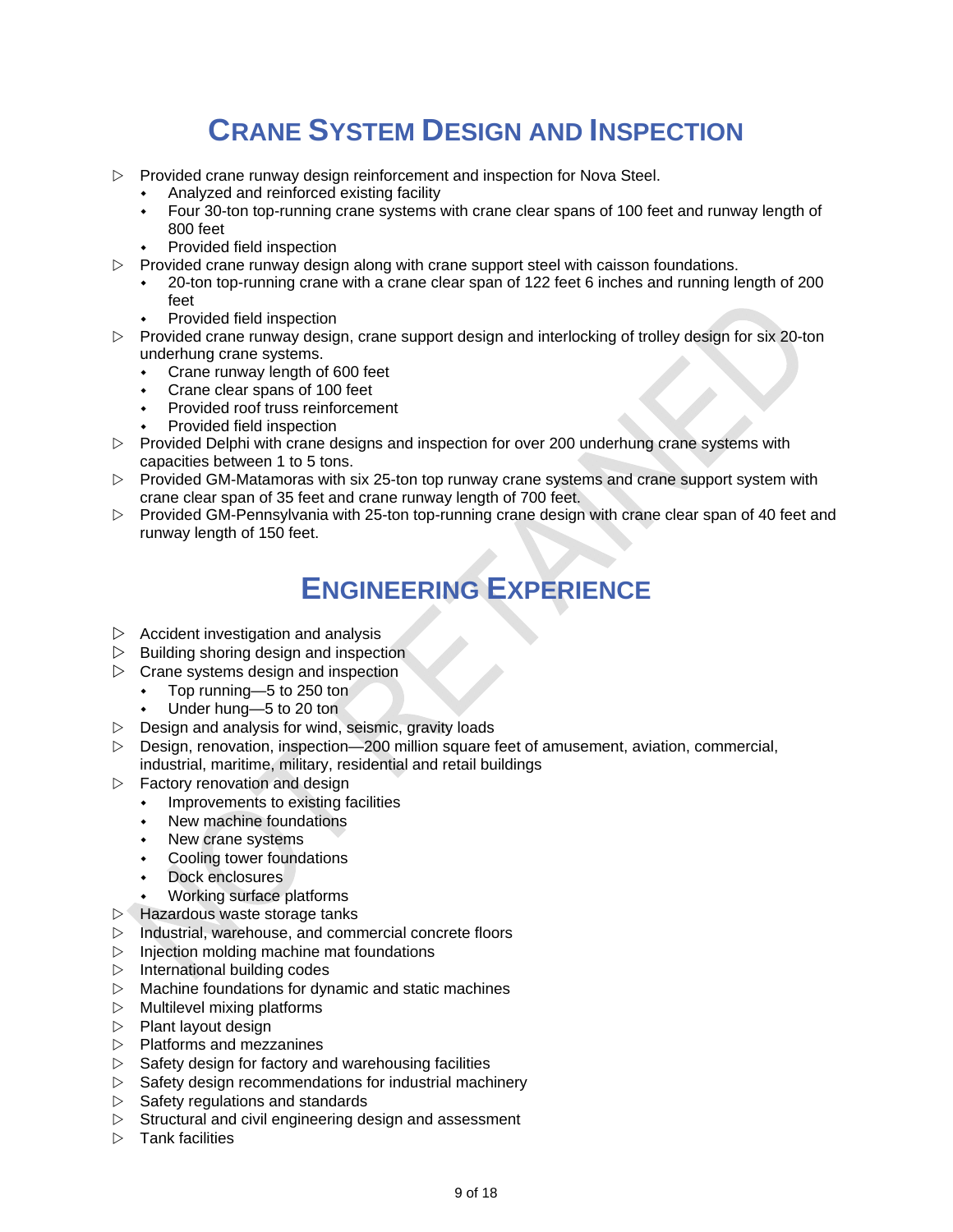# Crane System Design and Inspection

- Provided crane runway design reinforcement and inspection for Nova Steel.
  - Analyzed and reinforced existing facility
  - Four 30-ton top-running crane systems with crane clear spans of 100 feet and runway length of 800 feet
  - Provided field inspection
- Provided crane runway design along with crane support steel with caisson foundations.
  - 20-ton top-running crane with a crane clear span of 122 feet 6 inches and running length of 200 feet
  - Provided field inspection
- Provided crane runway design, crane support design and interlocking of trolley design for six 20-ton underhung crane systems.
  - Crane runway length of 600 feet
  - Crane clear spans of 100 feet
  - Provided roof truss reinforcement
  - Provided field inspection
- Provided Delphi with crane designs and inspection for over 200 underhung crane systems with capacities between 1 to 5 tons.
- Provided GM-Matamoras with six 25-ton top runway crane systems and crane support system with crane clear span of 35 feet and crane runway length of 700 feet.
- Provided GM-Pennsylvania with 25-ton top-running crane design with crane clear span of 40 feet and runway length of 150 feet.

# Engineering Experience

- Accident investigation and analysis
- Building shoring design and inspection
- Crane systems design and inspection
  - Top running—5 to 250 ton
  - Under hung—5 to 20 ton
- Design and analysis for wind, seismic, gravity loads
- Design, renovation, inspection—200 million square feet of amusement, aviation, commercial, industrial, maritime, military, residential and retail buildings
- Factory renovation and design
  - Improvements to existing facilities
  - New machine foundations
  - New crane systems
  - Cooling tower foundations
  - Dock enclosures
  - Working surface platforms
- Hazardous waste storage tanks
- Industrial, warehouse, and commercial concrete floors
- Injection molding machine mat foundations
- International building codes
- Machine foundations for dynamic and static machines
- Multilevel mixing platforms
- Plant layout design
- Platforms and mezzanines
- Safety design for factory and warehousing facilities
- Safety design recommendations for industrial machinery
- Safety regulations and standards
- Structural and civil engineering design and assessment
- Tank facilities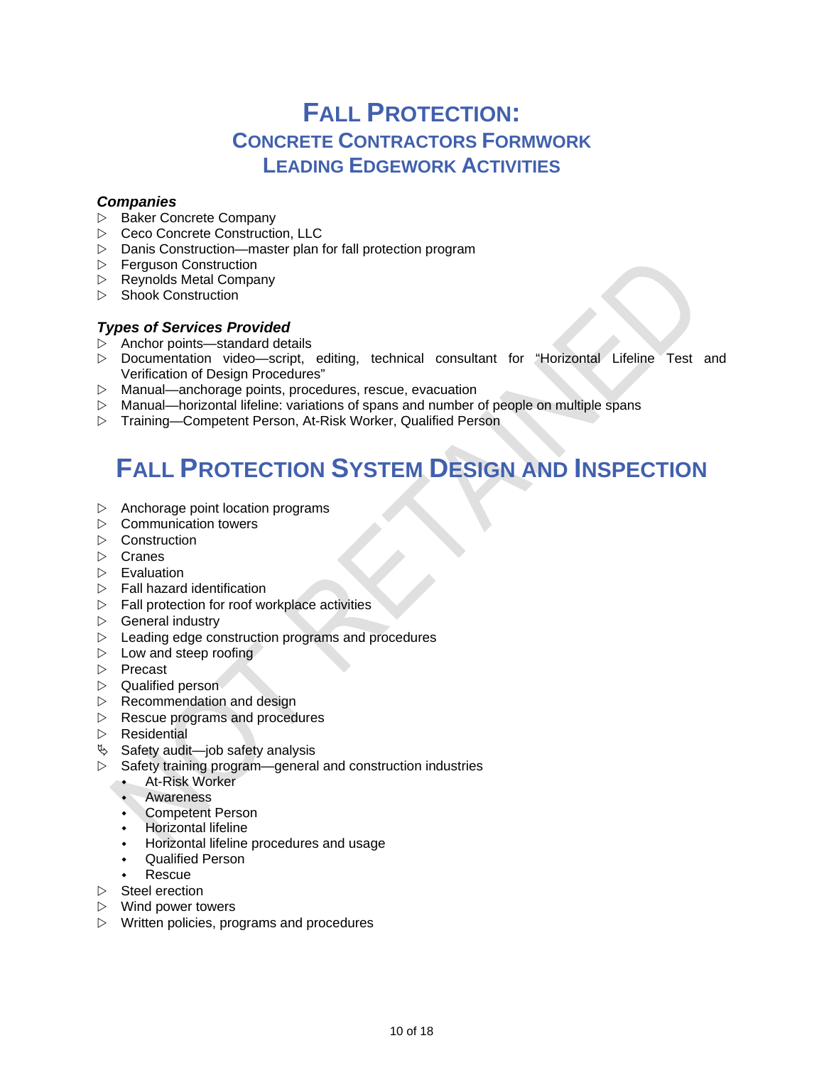# Fall Protection:
## Concrete Contractors Formwork
## Leading Edgework Activities

***Companies***

- Baker Concrete Company
- Ceco Concrete Construction, LLC
- Danis Construction—master plan for fall protection program
- Ferguson Construction
- Reynolds Metal Company
- Shook Construction

***Types of Services Provided***

- Anchor points—standard details
- Documentation video—script, editing, technical consultant for "Horizontal Lifeline Test and Verification of Design Procedures"
- Manual—anchorage points, procedures, rescue, evacuation
- Manual—horizontal lifeline: variations of spans and number of people on multiple spans
- Training—Competent Person, At-Risk Worker, Qualified Person

# Fall Protection System Design and Inspection

- Anchorage point location programs
- Communication towers
- Construction
- Cranes
- Evaluation
- Fall hazard identification
- Fall protection for roof workplace activities
- General industry
- Leading edge construction programs and procedures
- Low and steep roofing
- Precast
- Qualified person
- Recommendation and design
- Rescue programs and procedures
- Residential
- Safety audit—job safety analysis
- Safety training program—general and construction industries
  - At-Risk Worker
  - Awareness
  - Competent Person
  - Horizontal lifeline
  - Horizontal lifeline procedures and usage
  - Qualified Person
  - Rescue
- Steel erection
- Wind power towers
- Written policies, programs and procedures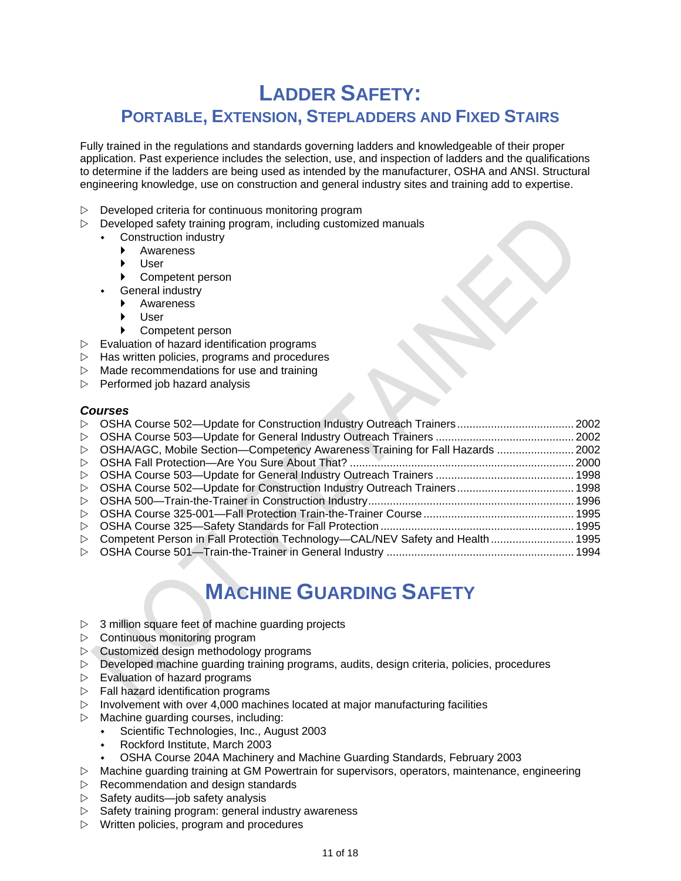# Ladder Safety:

## Portable, Extension, Stepladders and Fixed Stairs

Fully trained in the regulations and standards governing ladders and knowledgeable of their proper application. Past experience includes the selection, use, and inspection of ladders and the qualifications to determine if the ladders are being used as intended by the manufacturer, OSHA and ANSI. Structural engineering knowledge, use on construction and general industry sites and training add to expertise.

- Developed criteria for continuous monitoring program
- Developed safety training program, including customized manuals
  - Construction industry
    - Awareness
    - User
    - Competent person
  - General industry
    - Awareness
    - User
    - Competent person
- Evaluation of hazard identification programs
- Has written policies, programs and procedures
- Made recommendations for use and training
- Performed job hazard analysis

### *Courses*

- OSHA Course 502—Update for Construction Industry Outreach Trainers .......... 2002
- OSHA Course 503—Update for General Industry Outreach Trainers .......... 2002
- OSHA/AGC, Mobile Section—Competency Awareness Training for Fall Hazards .......... 2002
- OSHA Fall Protection—Are You Sure About That? .......... 2000
- OSHA Course 503—Update for General Industry Outreach Trainers .......... 1998
- OSHA Course 502—Update for Construction Industry Outreach Trainers .......... 1998
- OSHA 500—Train-the-Trainer in Construction Industry .......... 1996
- OSHA Course 325-001—Fall Protection Train-the-Trainer Course .......... 1995
- OSHA Course 325—Safety Standards for Fall Protection .......... 1995
- Competent Person in Fall Protection Technology—CAL/NEV Safety and Health .......... 1995
- OSHA Course 501—Train-the-Trainer in General Industry .......... 1994

# Machine Guarding Safety

- 3 million square feet of machine guarding projects
- Continuous monitoring program
- Customized design methodology programs
- Developed machine guarding training programs, audits, design criteria, policies, procedures
- Evaluation of hazard programs
- Fall hazard identification programs
- Involvement with over 4,000 machines located at major manufacturing facilities
- Machine guarding courses, including:
  - Scientific Technologies, Inc., August 2003
  - Rockford Institute, March 2003
  - OSHA Course 204A Machinery and Machine Guarding Standards, February 2003
- Machine guarding training at GM Powertrain for supervisors, operators, maintenance, engineering
- Recommendation and design standards
- Safety audits—job safety analysis
- Safety training program: general industry awareness
- Written policies, program and procedures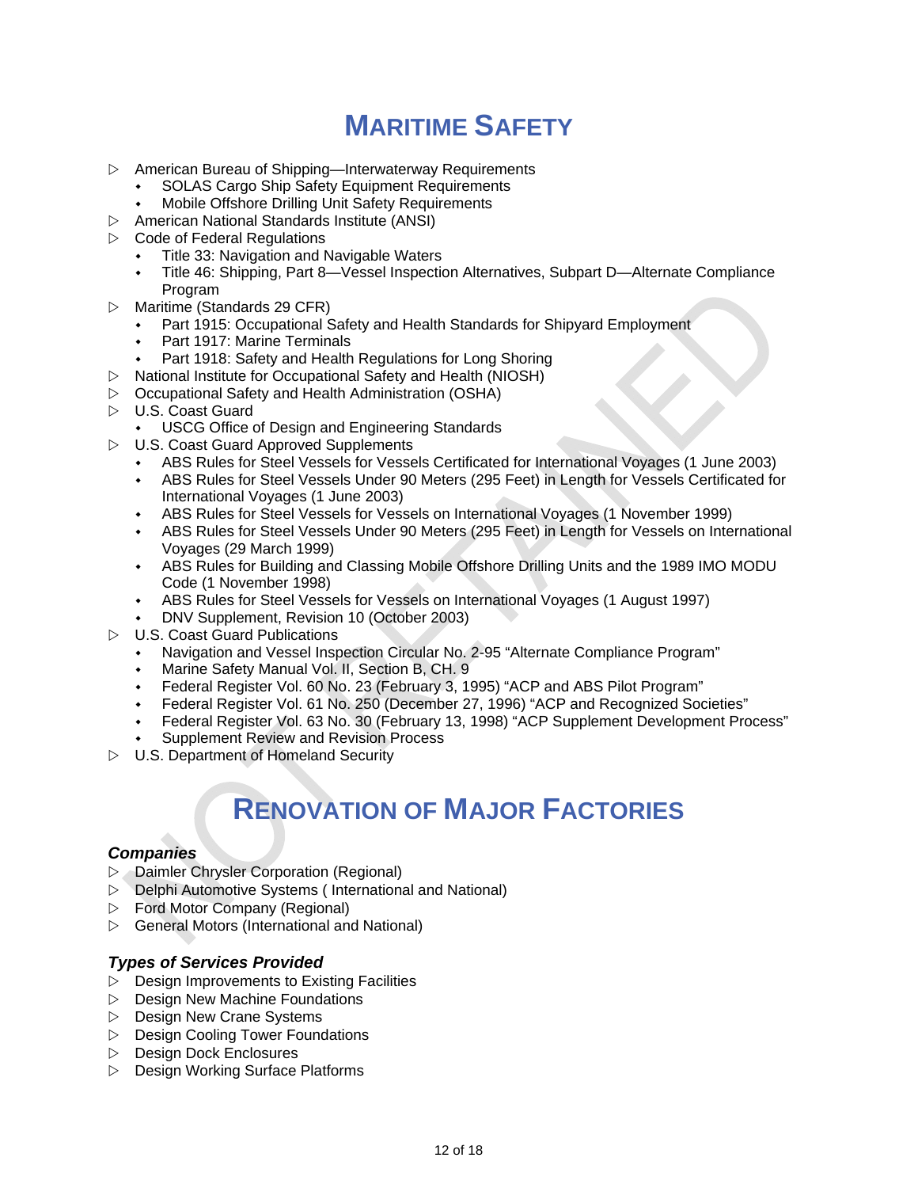# MARITIME SAFETY

- American Bureau of Shipping—Interwaterway Requirements
  - SOLAS Cargo Ship Safety Equipment Requirements
  - Mobile Offshore Drilling Unit Safety Requirements
- American National Standards Institute (ANSI)
- Code of Federal Regulations
  - Title 33: Navigation and Navigable Waters
  - Title 46: Shipping, Part 8—Vessel Inspection Alternatives, Subpart D—Alternate Compliance Program
- Maritime (Standards 29 CFR)
  - Part 1915: Occupational Safety and Health Standards for Shipyard Employment
  - Part 1917: Marine Terminals
  - Part 1918: Safety and Health Regulations for Long Shoring
- National Institute for Occupational Safety and Health (NIOSH)
- Occupational Safety and Health Administration (OSHA)
- U.S. Coast Guard
  - USCG Office of Design and Engineering Standards
- U.S. Coast Guard Approved Supplements
  - ABS Rules for Steel Vessels for Vessels Certificated for International Voyages (1 June 2003)
  - ABS Rules for Steel Vessels Under 90 Meters (295 Feet) in Length for Vessels Certificated for International Voyages (1 June 2003)
  - ABS Rules for Steel Vessels for Vessels on International Voyages (1 November 1999)
  - ABS Rules for Steel Vessels Under 90 Meters (295 Feet) in Length for Vessels on International Voyages (29 March 1999)
  - ABS Rules for Building and Classing Mobile Offshore Drilling Units and the 1989 IMO MODU Code (1 November 1998)
  - ABS Rules for Steel Vessels for Vessels on International Voyages (1 August 1997)
  - DNV Supplement, Revision 10 (October 2003)
- U.S. Coast Guard Publications
  - Navigation and Vessel Inspection Circular No. 2-95 "Alternate Compliance Program"
  - Marine Safety Manual Vol. II, Section B, CH. 9
  - Federal Register Vol. 60 No. 23 (February 3, 1995) "ACP and ABS Pilot Program"
  - Federal Register Vol. 61 No. 250 (December 27, 1996) "ACP and Recognized Societies"
  - Federal Register Vol. 63 No. 30 (February 13, 1998) "ACP Supplement Development Process"
  - Supplement Review and Revision Process
- U.S. Department of Homeland Security

# RENOVATION OF MAJOR FACTORIES

### *Companies*

- Daimler Chrysler Corporation (Regional)
- Delphi Automotive Systems ( International and National)
- Ford Motor Company (Regional)
- General Motors (International and National)

### *Types of Services Provided*

- Design Improvements to Existing Facilities
- Design New Machine Foundations
- Design New Crane Systems
- Design Cooling Tower Foundations
- Design Dock Enclosures
- Design Working Surface Platforms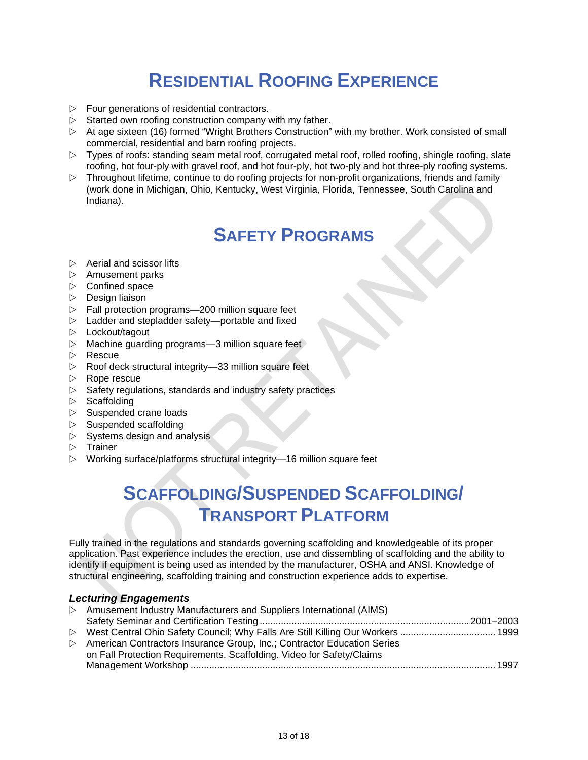# Residential Roofing Experience

- Four generations of residential contractors.
- Started own roofing construction company with my father.
- At age sixteen (16) formed "Wright Brothers Construction" with my brother. Work consisted of small commercial, residential and barn roofing projects.
- Types of roofs: standing seam metal roof, corrugated metal roof, rolled roofing, shingle roofing, slate roofing, hot four-ply with gravel roof, and hot four-ply, hot two-ply and hot three-ply roofing systems.
- Throughout lifetime, continue to do roofing projects for non-profit organizations, friends and family (work done in Michigan, Ohio, Kentucky, West Virginia, Florida, Tennessee, South Carolina and Indiana).

# Safety Programs

- Aerial and scissor lifts
- Amusement parks
- Confined space
- Design liaison
- Fall protection programs—200 million square feet
- Ladder and stepladder safety—portable and fixed
- Lockout/tagout
- Machine guarding programs—3 million square feet
- Rescue
- Roof deck structural integrity—33 million square feet
- Rope rescue
- Safety regulations, standards and industry safety practices
- Scaffolding
- Suspended crane loads
- Suspended scaffolding
- Systems design and analysis
- Trainer
- Working surface/platforms structural integrity—16 million square feet

# Scaffolding/Suspended Scaffolding/ Transport Platform

Fully trained in the regulations and standards governing scaffolding and knowledgeable of its proper application. Past experience includes the erection, use and dissembling of scaffolding and the ability to identify if equipment is being used as intended by the manufacturer, OSHA and ANSI. Knowledge of structural engineering, scaffolding training and construction experience adds to expertise.

### *Lecturing Engagements*

- Amusement Industry Manufacturers and Suppliers International (AIMS) Safety Seminar and Certification Testing .......... 2001–2003
- West Central Ohio Safety Council; Why Falls Are Still Killing Our Workers .......... 1999
- American Contractors Insurance Group, Inc.; Contractor Education Series on Fall Protection Requirements. Scaffolding. Video for Safety/Claims Management Workshop .......... 1997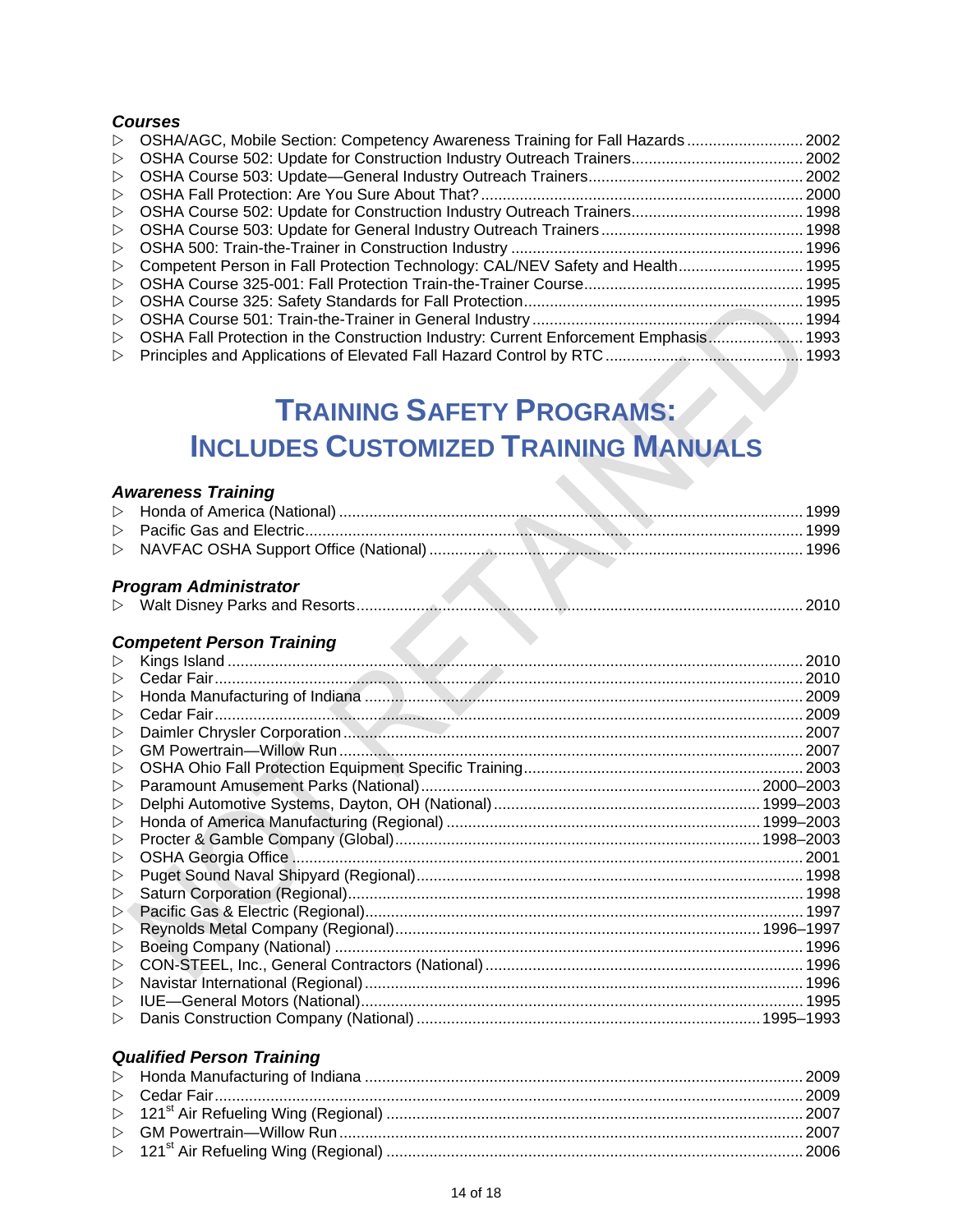### *Courses*

- ▷ OSHA/AGC, Mobile Section: Competency Awareness Training for Fall Hazards .......... 2002
- ▷ OSHA Course 502: Update for Construction Industry Outreach Trainers .......... 2002
- ▷ OSHA Course 503: Update—General Industry Outreach Trainers .......... 2002
- ▷ OSHA Fall Protection: Are You Sure About That? .......... 2000
- ▷ OSHA Course 502: Update for Construction Industry Outreach Trainers .......... 1998
- ▷ OSHA Course 503: Update for General Industry Outreach Trainers .......... 1998
- ▷ OSHA 500: Train-the-Trainer in Construction Industry .......... 1996
- ▷ Competent Person in Fall Protection Technology: CAL/NEV Safety and Health .......... 1995
- ▷ OSHA Course 325-001: Fall Protection Train-the-Trainer Course .......... 1995
- ▷ OSHA Course 325: Safety Standards for Fall Protection .......... 1995
- ▷ OSHA Course 501: Train-the-Trainer in General Industry .......... 1994
- ▷ OSHA Fall Protection in the Construction Industry: Current Enforcement Emphasis .......... 1993
- ▷ Principles and Applications of Elevated Fall Hazard Control by RTC .......... 1993

## TRAINING SAFETY PROGRAMS: INCLUDES CUSTOMIZED TRAINING MANUALS

### *Awareness Training*

- ▷ Honda of America (National) .......... 1999
- ▷ Pacific Gas and Electric .......... 1999
- ▷ NAVFAC OSHA Support Office (National) .......... 1996

### *Program Administrator*

- ▷ Walt Disney Parks and Resorts .......... 2010

### *Competent Person Training*

- ▷ Kings Island .......... 2010
- ▷ Cedar Fair .......... 2010
- ▷ Honda Manufacturing of Indiana .......... 2009
- ▷ Cedar Fair .......... 2009
- ▷ Daimler Chrysler Corporation .......... 2007
- ▷ GM Powertrain—Willow Run .......... 2007
- ▷ OSHA Ohio Fall Protection Equipment Specific Training .......... 2003
- ▷ Paramount Amusement Parks (National) .......... 2000–2003
- ▷ Delphi Automotive Systems, Dayton, OH (National) .......... 1999–2003
- ▷ Honda of America Manufacturing (Regional) .......... 1999–2003
- ▷ Procter & Gamble Company (Global) .......... 1998–2003
- ▷ OSHA Georgia Office .......... 2001
- ▷ Puget Sound Naval Shipyard (Regional) .......... 1998
- ▷ Saturn Corporation (Regional) .......... 1998
- ▷ Pacific Gas & Electric (Regional) .......... 1997
- ▷ Reynolds Metal Company (Regional) .......... 1996–1997
- ▷ Boeing Company (National) .......... 1996
- ▷ CON-STEEL, Inc., General Contractors (National) .......... 1996
- ▷ Navistar International (Regional) .......... 1996
- ▷ IUE—General Motors (National) .......... 1995
- ▷ Danis Construction Company (National) .......... 1995–1993

### *Qualified Person Training*

- ▷ Honda Manufacturing of Indiana .......... 2009
- ▷ Cedar Fair .......... 2009
- ▷ 121st Air Refueling Wing (Regional) .......... 2007
- ▷ GM Powertrain—Willow Run .......... 2007
- ▷ 121st Air Refueling Wing (Regional) .......... 2006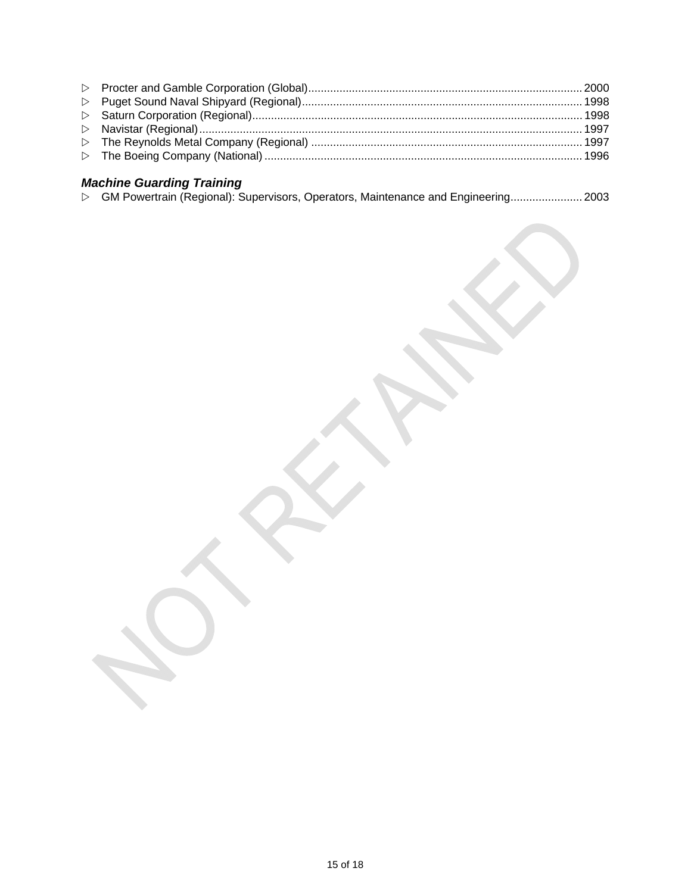- ▷ Procter and Gamble Corporation (Global)....................................................................................... 2000
- ▷ Puget Sound Naval Shipyard (Regional)......................................................................................... 1998
- ▷ Saturn Corporation (Regional)......................................................................................................... 1998
- ▷ Navistar (Regional).......................................................................................................................... 1997
- ▷ The Reynolds Metal Company (Regional) ...................................................................................... 1997
- ▷ The Boeing Company (National) ..................................................................................................... 1996

### *Machine Guarding Training*

- ▷ GM Powertrain (Regional): Supervisors, Operators, Maintenance and Engineering....................... 2003

NOT RETAINED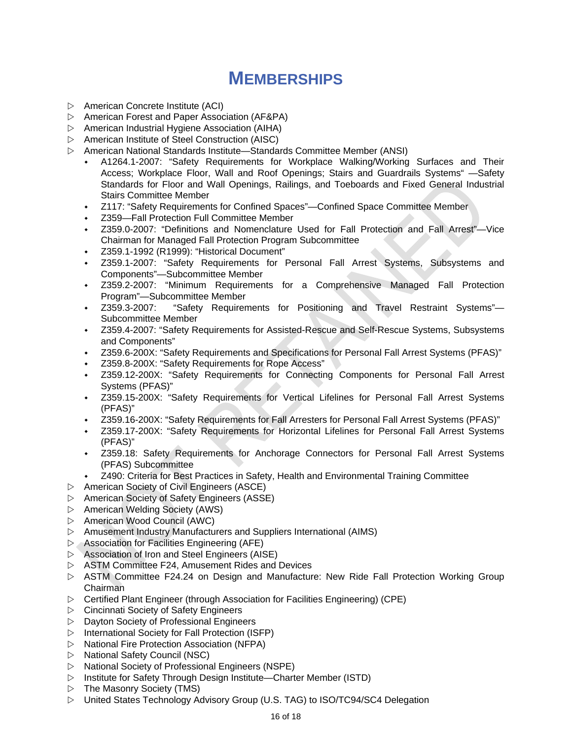# MEMBERSHIPS

- American Concrete Institute (ACI)
- American Forest and Paper Association (AF&PA)
- American Industrial Hygiene Association (AIHA)
- American Institute of Steel Construction (AISC)
- American National Standards Institute—Standards Committee Member (ANSI)
    - A1264.1-2007: "Safety Requirements for Workplace Walking/Working Surfaces and Their Access; Workplace Floor, Wall and Roof Openings; Stairs and Guardrails Systems" —Safety Standards for Floor and Wall Openings, Railings, and Toeboards and Fixed General Industrial Stairs Committee Member
    - Z117: "Safety Requirements for Confined Spaces"—Confined Space Committee Member
    - Z359—Fall Protection Full Committee Member
    - Z359.0-2007: "Definitions and Nomenclature Used for Fall Protection and Fall Arrest"—Vice Chairman for Managed Fall Protection Program Subcommittee
    - Z359.1-1992 (R1999): "Historical Document"
    - Z359.1-2007: "Safety Requirements for Personal Fall Arrest Systems, Subsystems and Components"—Subcommittee Member
    - Z359.2-2007: "Minimum Requirements for a Comprehensive Managed Fall Protection Program"—Subcommittee Member
    - Z359.3-2007: "Safety Requirements for Positioning and Travel Restraint Systems"—Subcommittee Member
    - Z359.4-2007: "Safety Requirements for Assisted-Rescue and Self-Rescue Systems, Subsystems and Components"
    - Z359.6-200X: "Safety Requirements and Specifications for Personal Fall Arrest Systems (PFAS)"
    - Z359.8-200X: "Safety Requirements for Rope Access"
    - Z359.12-200X: "Safety Requirements for Connecting Components for Personal Fall Arrest Systems (PFAS)"
    - Z359.15-200X: "Safety Requirements for Vertical Lifelines for Personal Fall Arrest Systems (PFAS)"
    - Z359.16-200X: "Safety Requirements for Fall Arresters for Personal Fall Arrest Systems (PFAS)"
    - Z359.17-200X: "Safety Requirements for Horizontal Lifelines for Personal Fall Arrest Systems (PFAS)"
    - Z359.18: Safety Requirements for Anchorage Connectors for Personal Fall Arrest Systems (PFAS) Subcommittee
    - Z490: Criteria for Best Practices in Safety, Health and Environmental Training Committee
- American Society of Civil Engineers (ASCE)
- American Society of Safety Engineers (ASSE)
- American Welding Society (AWS)
- American Wood Council (AWC)
- Amusement Industry Manufacturers and Suppliers International (AIMS)
- Association for Facilities Engineering (AFE)
- Association of Iron and Steel Engineers (AISE)
- ASTM Committee F24, Amusement Rides and Devices
- ASTM Committee F24.24 on Design and Manufacture: New Ride Fall Protection Working Group Chairman
- Certified Plant Engineer (through Association for Facilities Engineering) (CPE)
- Cincinnati Society of Safety Engineers
- Dayton Society of Professional Engineers
- International Society for Fall Protection (ISFP)
- National Fire Protection Association (NFPA)
- National Safety Council (NSC)
- National Society of Professional Engineers (NSPE)
- Institute for Safety Through Design Institute—Charter Member (ISTD)
- The Masonry Society (TMS)
- United States Technology Advisory Group (U.S. TAG) to ISO/TC94/SC4 Delegation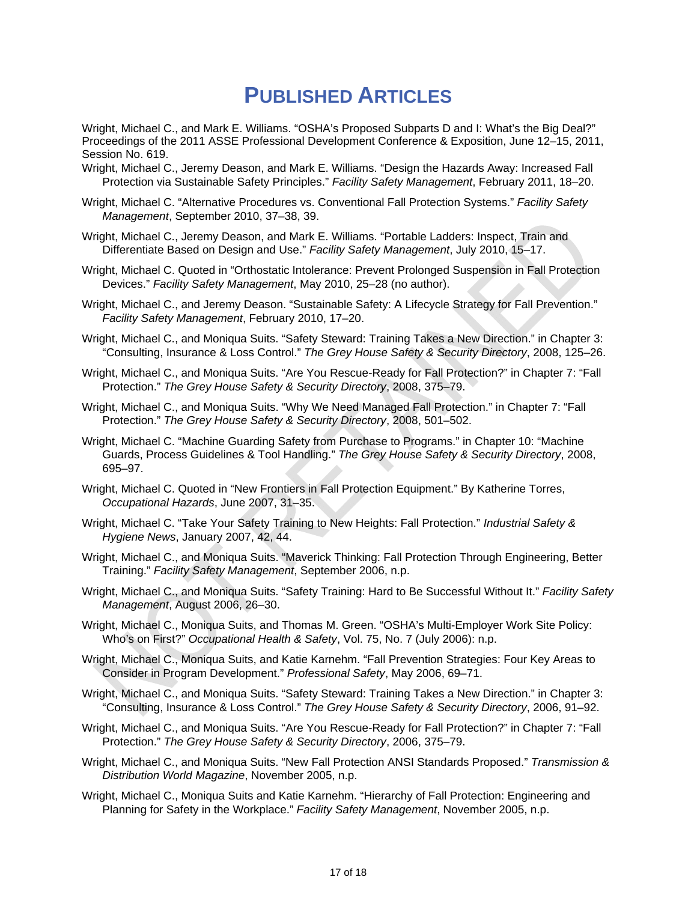# Published Articles

Wright, Michael C., and Mark E. Williams. "OSHA's Proposed Subparts D and I: What's the Big Deal?" Proceedings of the 2011 ASSE Professional Development Conference & Exposition, June 12–15, 2011, Session No. 619.

Wright, Michael C., Jeremy Deason, and Mark E. Williams. "Design the Hazards Away: Increased Fall Protection via Sustainable Safety Principles." *Facility Safety Management*, February 2011, 18–20.

Wright, Michael C. "Alternative Procedures vs. Conventional Fall Protection Systems." *Facility Safety Management*, September 2010, 37–38, 39.

Wright, Michael C., Jeremy Deason, and Mark E. Williams. "Portable Ladders: Inspect, Train and Differentiate Based on Design and Use." *Facility Safety Management*, July 2010, 15–17.

Wright, Michael C. Quoted in "Orthostatic Intolerance: Prevent Prolonged Suspension in Fall Protection Devices." *Facility Safety Management*, May 2010, 25–28 (no author).

Wright, Michael C., and Jeremy Deason. "Sustainable Safety: A Lifecycle Strategy for Fall Prevention." *Facility Safety Management*, February 2010, 17–20.

Wright, Michael C., and Moniqua Suits. "Safety Steward: Training Takes a New Direction." in Chapter 3: "Consulting, Insurance & Loss Control." *The Grey House Safety & Security Directory*, 2008, 125–26.

Wright, Michael C., and Moniqua Suits. "Are You Rescue-Ready for Fall Protection?" in Chapter 7: "Fall Protection." *The Grey House Safety & Security Directory*, 2008, 375–79.

Wright, Michael C., and Moniqua Suits. "Why We Need Managed Fall Protection." in Chapter 7: "Fall Protection." *The Grey House Safety & Security Directory*, 2008, 501–502.

Wright, Michael C. "Machine Guarding Safety from Purchase to Programs." in Chapter 10: "Machine Guards, Process Guidelines & Tool Handling." *The Grey House Safety & Security Directory*, 2008, 695–97.

Wright, Michael C. Quoted in "New Frontiers in Fall Protection Equipment." By Katherine Torres, *Occupational Hazards*, June 2007, 31–35.

Wright, Michael C. "Take Your Safety Training to New Heights: Fall Protection." *Industrial Safety & Hygiene News*, January 2007, 42, 44.

Wright, Michael C., and Moniqua Suits. "Maverick Thinking: Fall Protection Through Engineering, Better Training." *Facility Safety Management*, September 2006, n.p.

Wright, Michael C., and Moniqua Suits. "Safety Training: Hard to Be Successful Without It." *Facility Safety Management*, August 2006, 26–30.

Wright, Michael C., Moniqua Suits, and Thomas M. Green. "OSHA's Multi-Employer Work Site Policy: Who's on First?" *Occupational Health & Safety*, Vol. 75, No. 7 (July 2006): n.p.

Wright, Michael C., Moniqua Suits, and Katie Karnehm. "Fall Prevention Strategies: Four Key Areas to Consider in Program Development." *Professional Safety*, May 2006, 69–71.

Wright, Michael C., and Moniqua Suits. "Safety Steward: Training Takes a New Direction." in Chapter 3: "Consulting, Insurance & Loss Control." *The Grey House Safety & Security Directory*, 2006, 91–92.

Wright, Michael C., and Moniqua Suits. "Are You Rescue-Ready for Fall Protection?" in Chapter 7: "Fall Protection." *The Grey House Safety & Security Directory*, 2006, 375–79.

Wright, Michael C., and Moniqua Suits. "New Fall Protection ANSI Standards Proposed." *Transmission & Distribution World Magazine*, November 2005, n.p.

Wright, Michael C., Moniqua Suits and Katie Karnehm. "Hierarchy of Fall Protection: Engineering and Planning for Safety in the Workplace." *Facility Safety Management*, November 2005, n.p.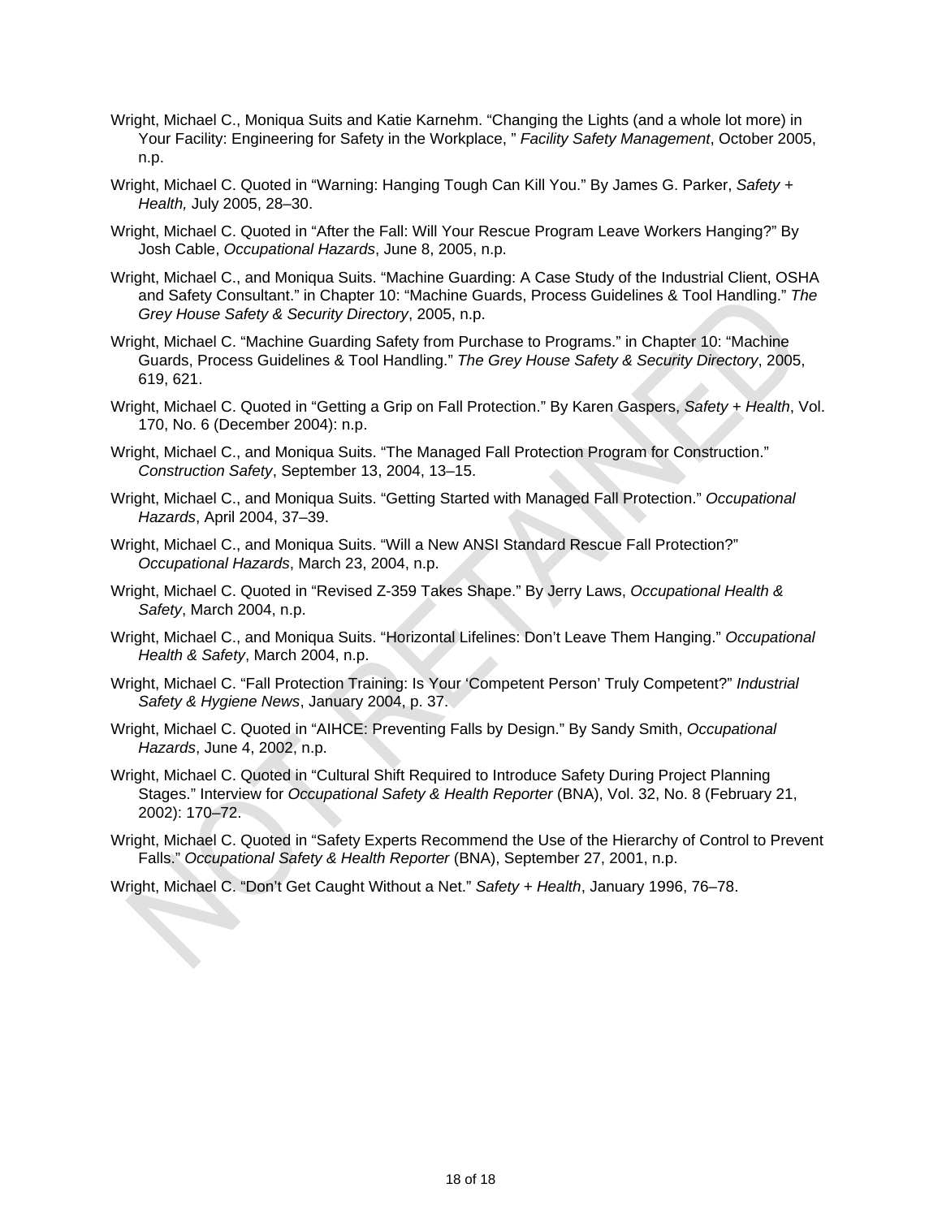Wright, Michael C., Moniqua Suits and Katie Karnehm. “Changing the Lights (and a whole lot more) in Your Facility: Engineering for Safety in the Workplace, ” *Facility Safety Management*, October 2005, n.p.

Wright, Michael C. Quoted in “Warning: Hanging Tough Can Kill You.” By James G. Parker, *Safety + Health,* July 2005, 28–30.

Wright, Michael C. Quoted in “After the Fall: Will Your Rescue Program Leave Workers Hanging?” By Josh Cable, *Occupational Hazards*, June 8, 2005, n.p.

Wright, Michael C., and Moniqua Suits. “Machine Guarding: A Case Study of the Industrial Client, OSHA and Safety Consultant.” in Chapter 10: “Machine Guards, Process Guidelines & Tool Handling.” *The Grey House Safety & Security Directory*, 2005, n.p.

Wright, Michael C. “Machine Guarding Safety from Purchase to Programs.” in Chapter 10: “Machine Guards, Process Guidelines & Tool Handling.” *The Grey House Safety & Security Directory*, 2005, 619, 621.

Wright, Michael C. Quoted in “Getting a Grip on Fall Protection.” By Karen Gaspers, *Safety + Health*, Vol. 170, No. 6 (December 2004): n.p.

Wright, Michael C., and Moniqua Suits. “The Managed Fall Protection Program for Construction.” *Construction Safety*, September 13, 2004, 13–15.

Wright, Michael C., and Moniqua Suits. “Getting Started with Managed Fall Protection.” *Occupational Hazards*, April 2004, 37–39.

Wright, Michael C., and Moniqua Suits. “Will a New ANSI Standard Rescue Fall Protection?” *Occupational Hazards*, March 23, 2004, n.p.

Wright, Michael C. Quoted in “Revised Z-359 Takes Shape.” By Jerry Laws, *Occupational Health & Safety*, March 2004, n.p.

Wright, Michael C., and Moniqua Suits. “Horizontal Lifelines: Don’t Leave Them Hanging.” *Occupational Health & Safety*, March 2004, n.p.

Wright, Michael C. “Fall Protection Training: Is Your ‘Competent Person’ Truly Competent?” *Industrial Safety & Hygiene News*, January 2004, p. 37.

Wright, Michael C. Quoted in “AIHCE: Preventing Falls by Design.” By Sandy Smith, *Occupational Hazards*, June 4, 2002, n.p.

Wright, Michael C. Quoted in “Cultural Shift Required to Introduce Safety During Project Planning Stages.” Interview for *Occupational Safety & Health Reporter* (BNA), Vol. 32, No. 8 (February 21, 2002): 170–72.

Wright, Michael C. Quoted in “Safety Experts Recommend the Use of the Hierarchy of Control to Prevent Falls.” *Occupational Safety & Health Reporter* (BNA), September 27, 2001, n.p.

Wright, Michael C. “Don’t Get Caught Without a Net.” *Safety + Health*, January 1996, 76–78.